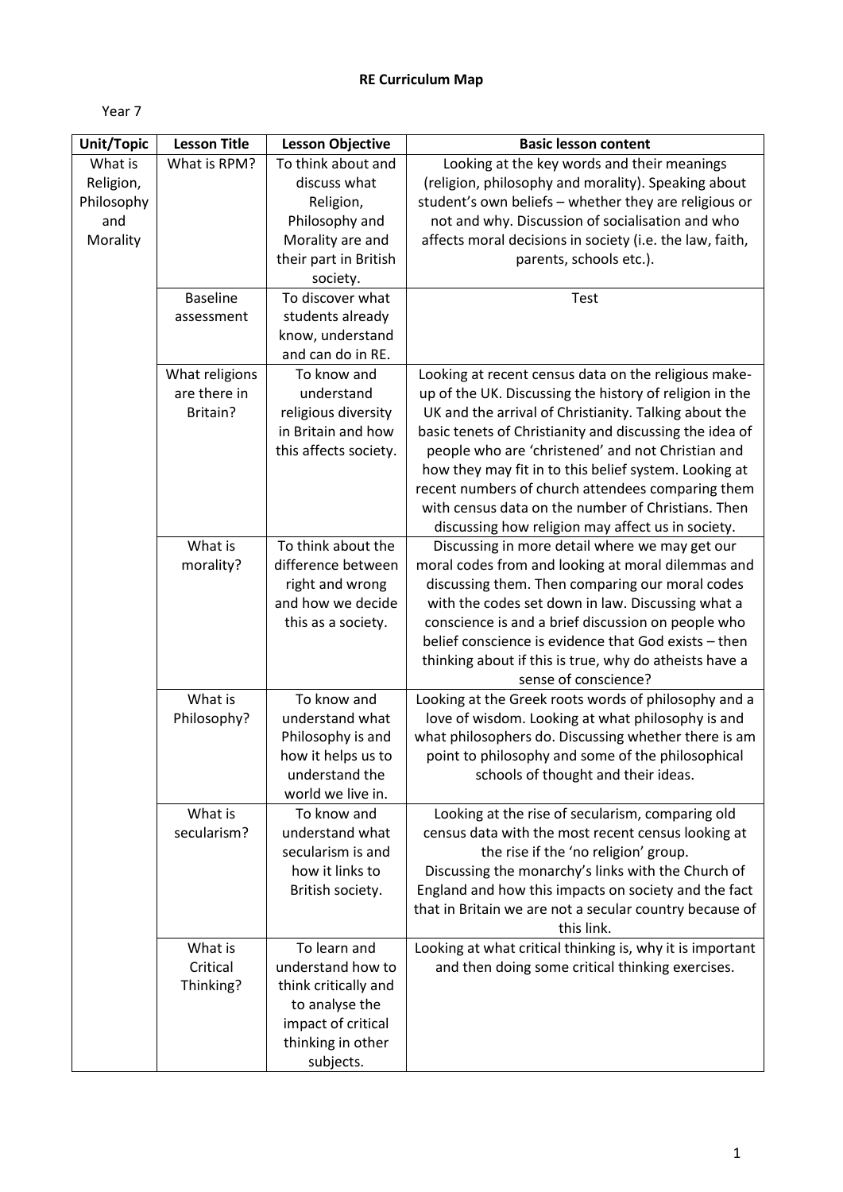# RE Curriculum Map

Year 7

| Unit/Topic | Lesson Title | Lesson Objective | Basic lesson content |
|---|---|---|---|
| What is Religion, Philosophy and Morality | What is RPM? | To think about and discuss what Religion, Philosophy and Morality are and their part in British society. | Looking at the key words and their meanings (religion, philosophy and morality). Speaking about student's own beliefs – whether they are religious or not and why. Discussion of socialisation and who affects moral decisions in society (i.e. the law, faith, parents, schools etc.). |
| | Baseline assessment | To discover what students already know, understand and can do in RE. | Test |
| | What religions are there in Britain? | To know and understand religious diversity in Britain and how this affects society. | Looking at recent census data on the religious make-up of the UK. Discussing the history of religion in the UK and the arrival of Christianity. Talking about the basic tenets of Christianity and discussing the idea of people who are 'christened' and not Christian and how they may fit in to this belief system. Looking at recent numbers of church attendees comparing them with census data on the number of Christians. Then discussing how religion may affect us in society. |
| | What is morality? | To think about the difference between right and wrong and how we decide this as a society. | Discussing in more detail where we may get our moral codes from and looking at moral dilemmas and discussing them. Then comparing our moral codes with the codes set down in law. Discussing what a conscience is and a brief discussion on people who belief conscience is evidence that God exists – then thinking about if this is true, why do atheists have a sense of conscience? |
| | What is Philosophy? | To know and understand what Philosophy is and how it helps us to understand the world we live in. | Looking at the Greek roots words of philosophy and a love of wisdom. Looking at what philosophy is and what philosophers do. Discussing whether there is am point to philosophy and some of the philosophical schools of thought and their ideas. |
| | What is secularism? | To know and understand what secularism is and how it links to British society. | Looking at the rise of secularism, comparing old census data with the most recent census looking at the rise if the 'no religion' group. Discussing the monarchy's links with the Church of England and how this impacts on society and the fact that in Britain we are not a secular country because of this link. |
| | What is Critical Thinking? | To learn and understand how to think critically and to analyse the impact of critical thinking in other subjects. | Looking at what critical thinking is, why it is important and then doing some critical thinking exercises. |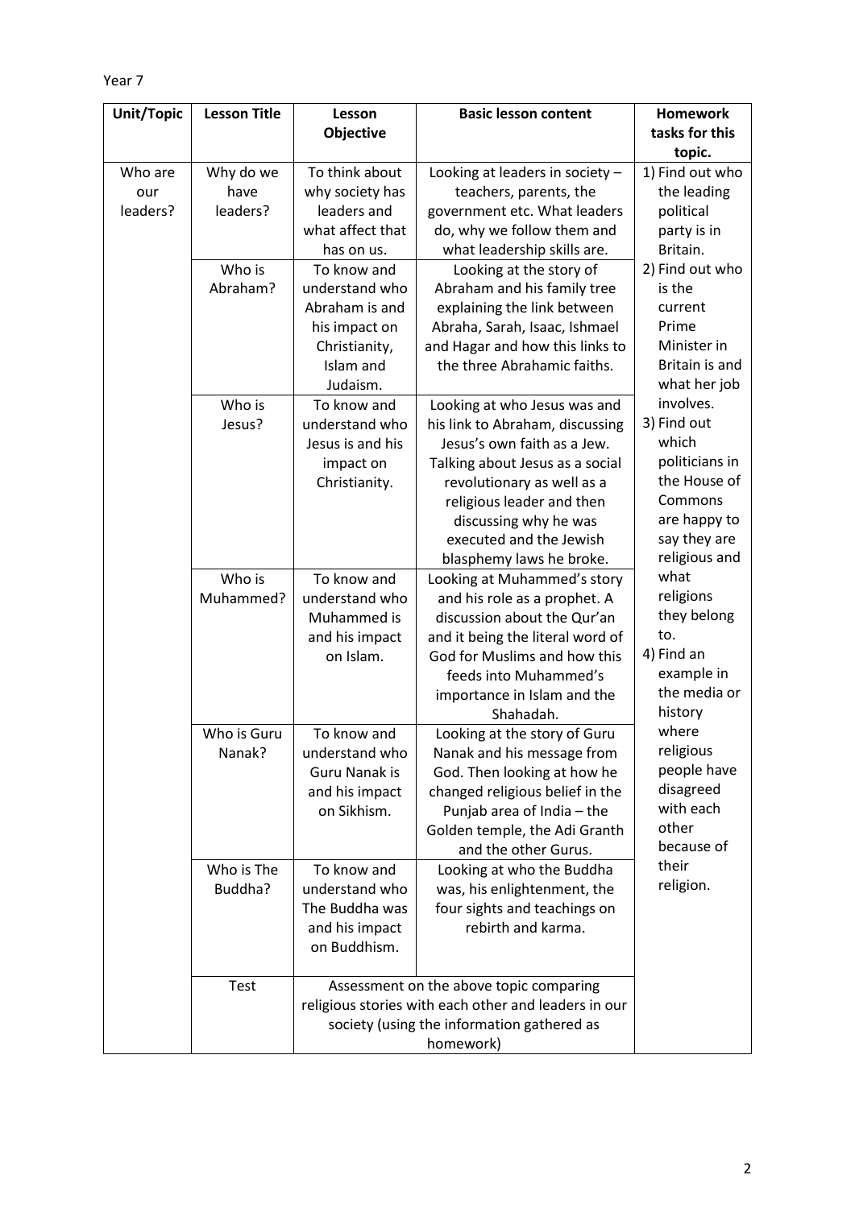Year 7

| Unit/Topic | Lesson Title | Lesson Objective | Basic lesson content | Homework tasks for this topic. |
|---|---|---|---|---|
| Who are our leaders? | Why do we have leaders? | To think about why society has leaders and what affect that has on us. | Looking at leaders in society – teachers, parents, the government etc. What leaders do, why we follow them and what leadership skills are. | 1) Find out who the leading political party is in Britain.<br>2) Find out who is the current Prime Minister in Britain and what her job involves.<br>3) Find out which politicians in the House of Commons are happy to say they are religious and what religions they belong to.<br>4) Find an example in the media or history where religious people have disagreed with each other because of their religion. |
| | Who is Abraham? | To know and understand who Abraham is and his impact on Christianity, Islam and Judaism. | Looking at the story of Abraham and his family tree explaining the link between Abraha, Sarah, Isaac, Ishmael and Hagar and how this links to the three Abrahamic faiths. | |
| | Who is Jesus? | To know and understand who Jesus is and his impact on Christianity. | Looking at who Jesus was and his link to Abraham, discussing Jesus's own faith as a Jew. Talking about Jesus as a social revolutionary as well as a religious leader and then discussing why he was executed and the Jewish blasphemy laws he broke. | |
| | Who is Muhammed? | To know and understand who Muhammed is and his impact on Islam. | Looking at Muhammed's story and his role as a prophet. A discussion about the Qur'an and it being the literal word of God for Muslims and how this feeds into Muhammed's importance in Islam and the Shahadah. | |
| | Who is Guru Nanak? | To know and understand who Guru Nanak is and his impact on Sikhism. | Looking at the story of Guru Nanak and his message from God. Then looking at how he changed religious belief in the Punjab area of India – the Golden temple, the Adi Granth and the other Gurus. | |
| | Who is The Buddha? | To know and understand who The Buddha was and his impact on Buddhism. | Looking at who the Buddha was, his enlightenment, the four sights and teachings on rebirth and karma. | |
| | Test | Assessment on the above topic comparing religious stories with each other and leaders in our society (using the information gathered as homework) | | |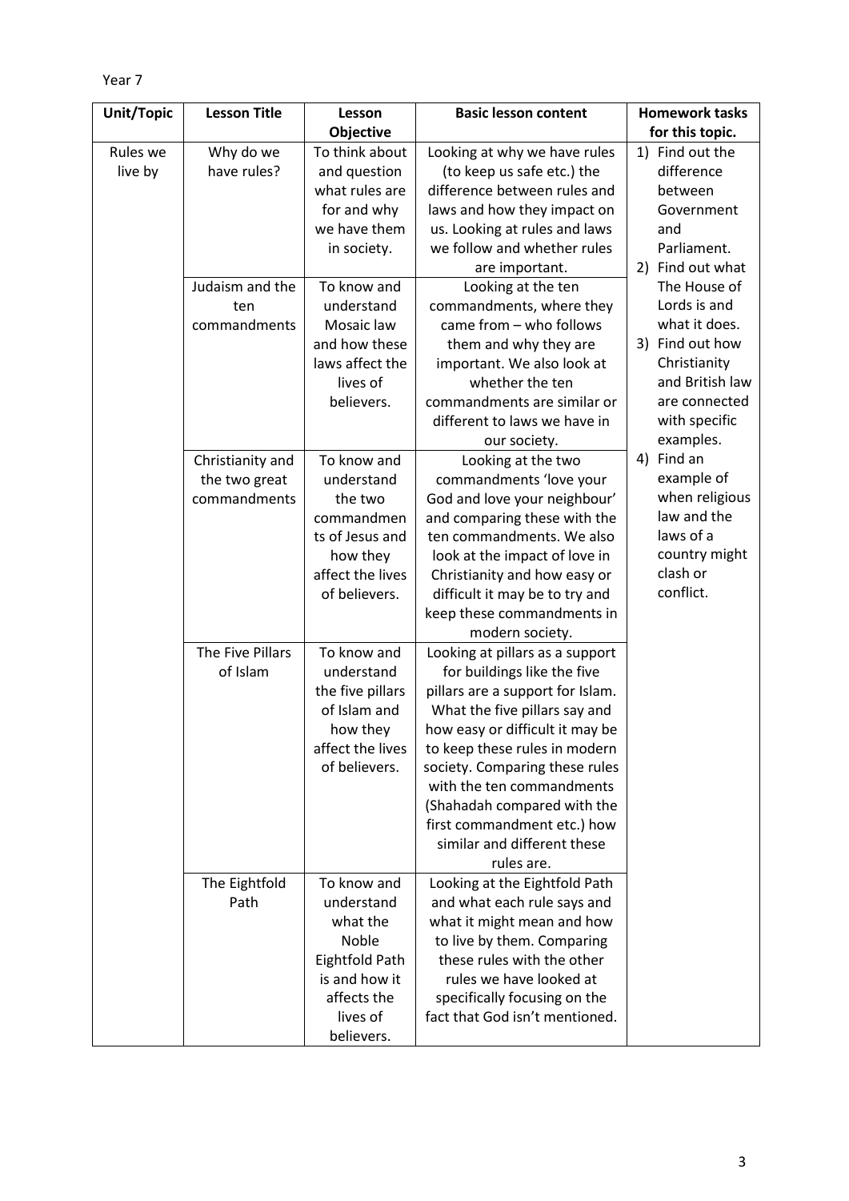Year 7

| Unit/Topic | Lesson Title | Lesson Objective | Basic lesson content | Homework tasks for this topic. |
|---|---|---|---|---|
| Rules we live by | Why do we have rules? | To think about and question what rules are for and why we have them in society. | Looking at why we have rules (to keep us safe etc.) the difference between rules and laws and how they impact on us. Looking at rules and laws we follow and whether rules are important. | 1) Find out the difference between Government and Parliament.<br>2) Find out what The House of Lords is and what it does.<br>3) Find out how Christianity and British law are connected with specific examples.<br>4) Find an example of when religious law and the laws of a country might clash or conflict. |
| | Judaism and the ten commandments | To know and understand Mosaic law and how these laws affect the lives of believers. | Looking at the ten commandments, where they came from – who follows them and why they are important. We also look at whether the ten commandments are similar or different to laws we have in our society. | |
| | Christianity and the two great commandments | To know and understand the two commandments of Jesus and how they affect the lives of believers. | Looking at the two commandments 'love your God and love your neighbour' and comparing these with the ten commandments. We also look at the impact of love in Christianity and how easy or difficult it may be to try and keep these commandments in modern society. | |
| | The Five Pillars of Islam | To know and understand the five pillars of Islam and how they affect the lives of believers. | Looking at pillars as a support for buildings like the five pillars are a support for Islam. What the five pillars say and how easy or difficult it may be to keep these rules in modern society. Comparing these rules with the ten commandments (Shahadah compared with the first commandment etc.) how similar and different these rules are. | |
| | The Eightfold Path | To know and understand what the Noble Eightfold Path is and how it affects the lives of believers. | Looking at the Eightfold Path and what each rule says and what it might mean and how to live by them. Comparing these rules with the other rules we have looked at specifically focusing on the fact that God isn't mentioned. | |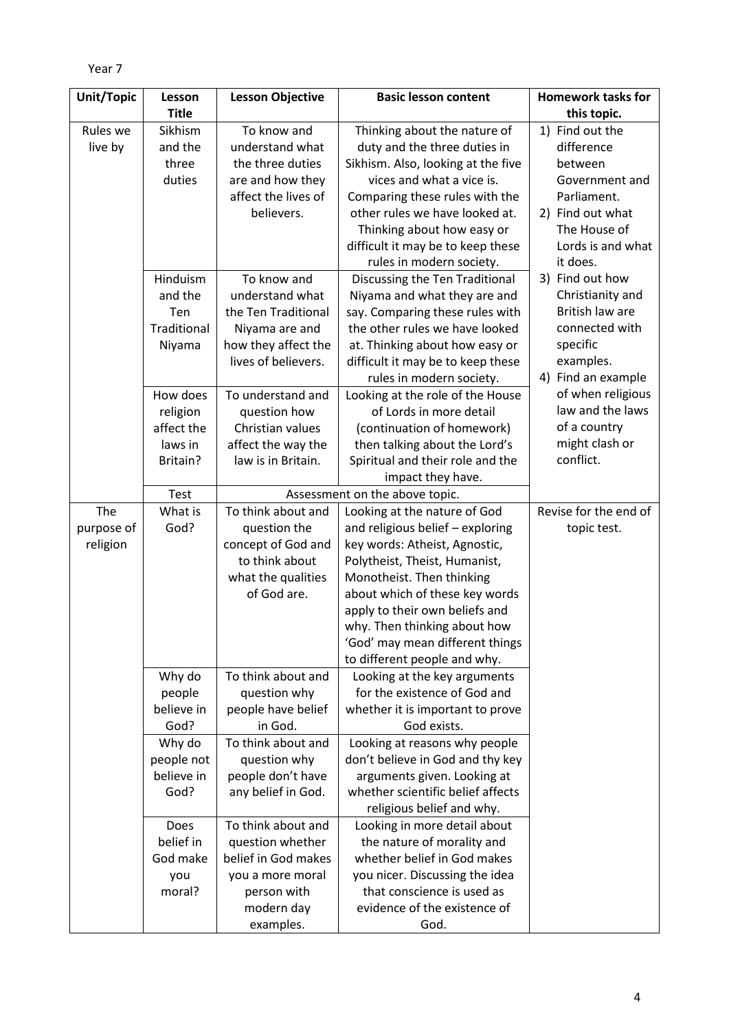Year 7

| Unit/Topic | Lesson Title | Lesson Objective | Basic lesson content | Homework tasks for this topic. |
|---|---|---|---|---|
| Rules we live by | Sikhism and the three duties | To know and understand what the three duties are and how they affect the lives of believers. | Thinking about the nature of duty and the three duties in Sikhism. Also, looking at the five vices and what a vice is. Comparing these rules with the other rules we have looked at. Thinking about how easy or difficult it may be to keep these rules in modern society. | 1) Find out the difference between Government and Parliament. 2) Find out what The House of Lords is and what it does. 3) Find out how Christianity and British law are connected with specific examples. 4) Find an example of when religious law and the laws of a country might clash or conflict. |
| | Hinduism and the Ten Traditional Niyama | To know and understand what the Ten Traditional Niyama are and how they affect the lives of believers. | Discussing the Ten Traditional Niyama and what they are and say. Comparing these rules with the other rules we have looked at. Thinking about how easy or difficult it may be to keep these rules in modern society. | |
| | How does religion affect the laws in Britain? | To understand and question how Christian values affect the way the law is in Britain. | Looking at the role of the House of Lords in more detail (continuation of homework) then talking about the Lord's Spiritual and their role and the impact they have. | |
| | Test | Assessment on the above topic. | | |
| The purpose of religion | What is God? | To think about and question the concept of God and to think about what the qualities of God are. | Looking at the nature of God and religious belief – exploring key words: Atheist, Agnostic, Polytheist, Theist, Humanist, Monotheist. Then thinking about which of these key words apply to their own beliefs and why. Then thinking about how 'God' may mean different things to different people and why. | Revise for the end of topic test. |
| | Why do people believe in God? | To think about and question why people have belief in God. | Looking at the key arguments for the existence of God and whether it is important to prove God exists. | |
| | Why do people not believe in God? | To think about and question why people don't have any belief in God. | Looking at reasons why people don't believe in God and thy key arguments given. Looking at whether scientific belief affects religious belief and why. | |
| | Does belief in God make you moral? | To think about and question whether belief in God makes you a more moral person with modern day examples. | Looking in more detail about the nature of morality and whether belief in God makes you nicer. Discussing the idea that conscience is used as evidence of the existence of God. | |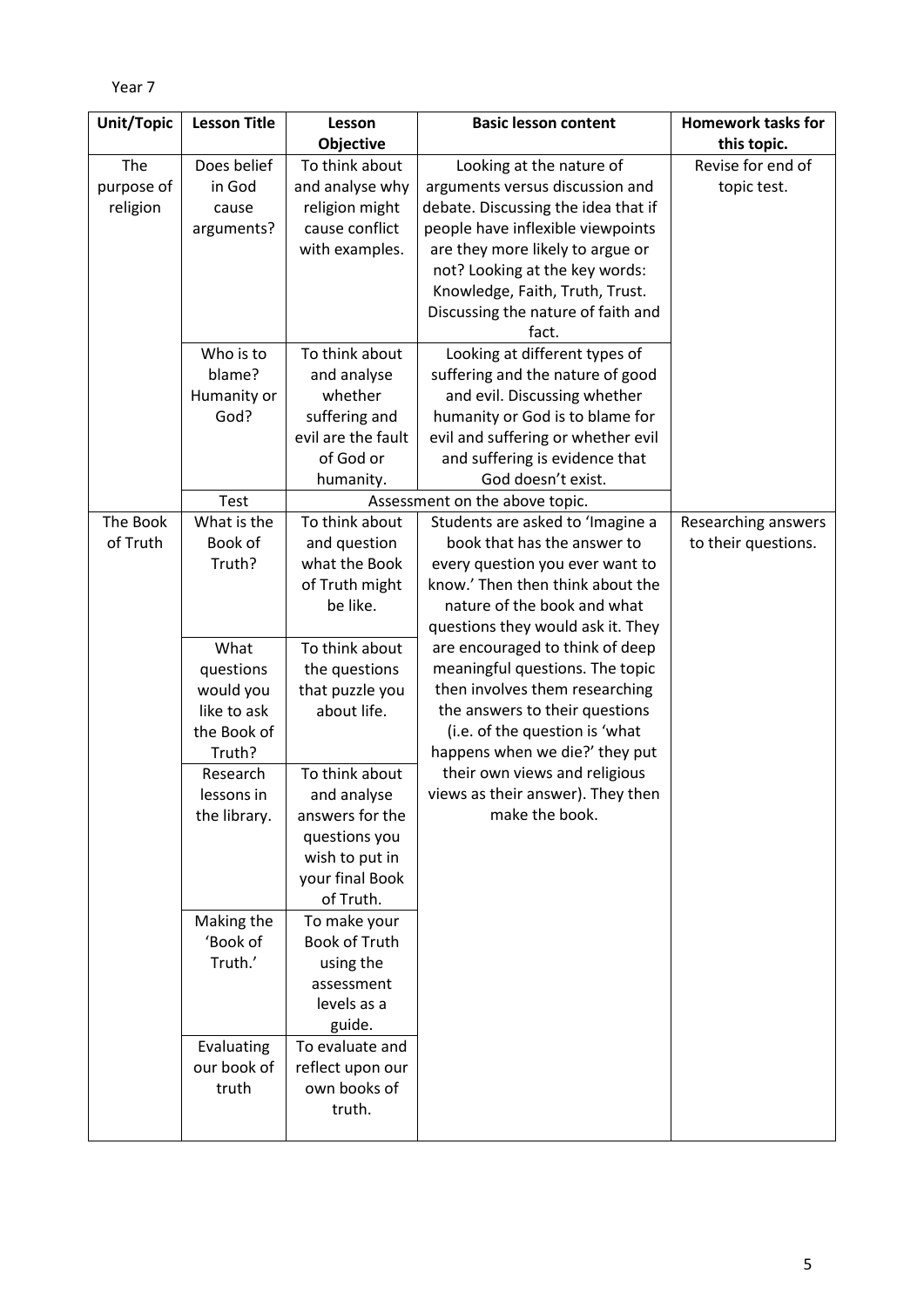Year 7

| Unit/Topic | Lesson Title | Lesson Objective | Basic lesson content | Homework tasks for this topic. |
|---|---|---|---|---|
| The purpose of religion | Does belief in God cause arguments? | To think about and analyse why religion might cause conflict with examples. | Looking at the nature of arguments versus discussion and debate. Discussing the idea that if people have inflexible viewpoints are they more likely to argue or not? Looking at the key words: Knowledge, Faith, Truth, Trust. Discussing the nature of faith and fact. | Revise for end of topic test. |
| | Who is to blame? Humanity or God? | To think about and analyse whether suffering and evil are the fault of God or humanity. | Looking at different types of suffering and the nature of good and evil. Discussing whether humanity or God is to blame for evil and suffering or whether evil and suffering is evidence that God doesn't exist. | |
| | Test | Assessment on the above topic. | | |
| The Book of Truth | What is the Book of Truth? | To think about and question what the Book of Truth might be like. | Students are asked to 'Imagine a book that has the answer to every question you ever want to know.' Then then think about the nature of the book and what questions they would ask it. They are encouraged to think of deep meaningful questions. The topic then involves them researching the answers to their questions (i.e. of the question is 'what happens when we die?' they put their own views and religious views as their answer). They then make the book. | Researching answers to their questions. |
| | What questions would you like to ask the Book of Truth? | To think about the questions that puzzle you about life. | | |
| | Research lessons in the library. | To think about and analyse answers for the questions you wish to put in your final Book of Truth. | | |
| | Making the 'Book of Truth.' | To make your Book of Truth using the assessment levels as a guide. | | |
| | Evaluating our book of truth | To evaluate and reflect upon our own books of truth. | | |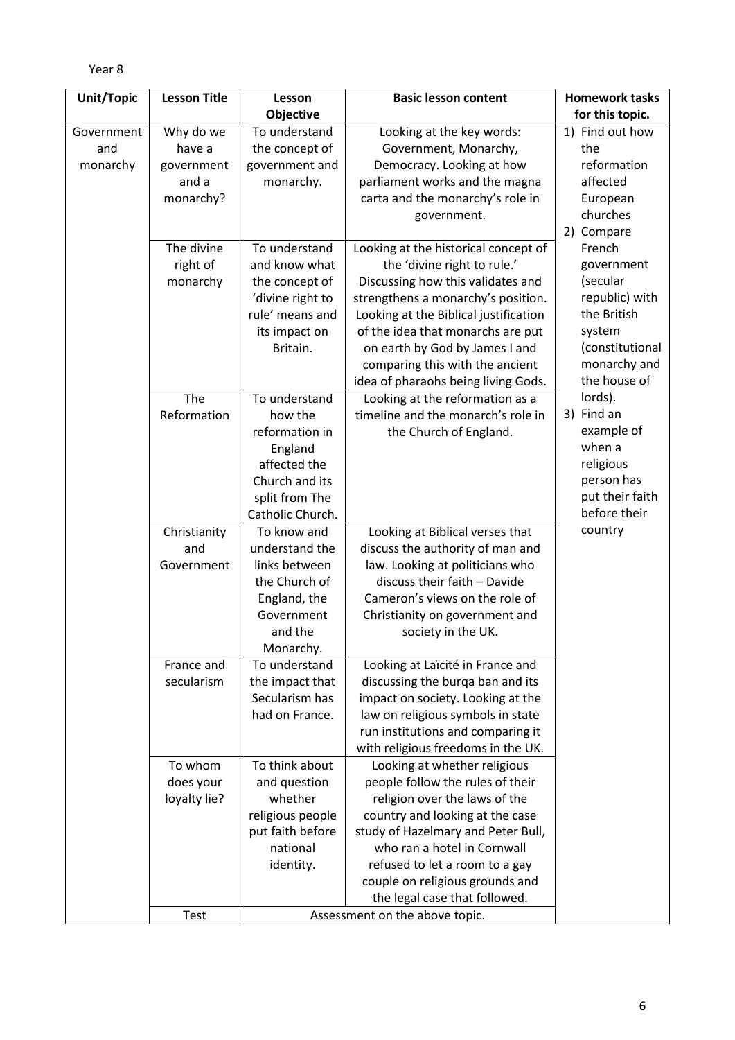Year 8

| Unit/Topic | Lesson Title | Lesson Objective | Basic lesson content | Homework tasks for this topic. |
|---|---|---|---|---|
| Government and monarchy | Why do we have a government and a monarchy? | To understand the concept of government and monarchy. | Looking at the key words: Government, Monarchy, Democracy. Looking at how parliament works and the magna carta and the monarchy's role in government. | 1) Find out how the reformation affected European churches<br>2) Compare French government (secular republic) with the British system (constitutional monarchy and the house of lords).<br>3) Find an example of when a religious person has put their faith before their country |
| | The divine right of monarchy | To understand and know what the concept of 'divine right to rule' means and its impact on Britain. | Looking at the historical concept of the 'divine right to rule.' Discussing how this validates and strengthens a monarchy's position. Looking at the Biblical justification of the idea that monarchs are put on earth by God by James I and comparing this with the ancient idea of pharaohs being living Gods. | |
| | The Reformation | To understand how the reformation in England affected the Church and its split from The Catholic Church. | Looking at the reformation as a timeline and the monarch's role in the Church of England. | |
| | Christianity and Government | To know and understand the links between the Church of England, the Government and the Monarchy. | Looking at Biblical verses that discuss the authority of man and law. Looking at politicians who discuss their faith – Davide Cameron's views on the role of Christianity on government and society in the UK. | |
| | France and secularism | To understand the impact that Secularism has had on France. | Looking at Laïcité in France and discussing the burqa ban and its impact on society. Looking at the law on religious symbols in state run institutions and comparing it with religious freedoms in the UK. | |
| | To whom does your loyalty lie? | To think about and question whether religious people put faith before national identity. | Looking at whether religious people follow the rules of their religion over the laws of the country and looking at the case study of Hazelmary and Peter Bull, who ran a hotel in Cornwall refused to let a room to a gay couple on religious grounds and the legal case that followed. | |
| | Test | Assessment on the above topic. | | |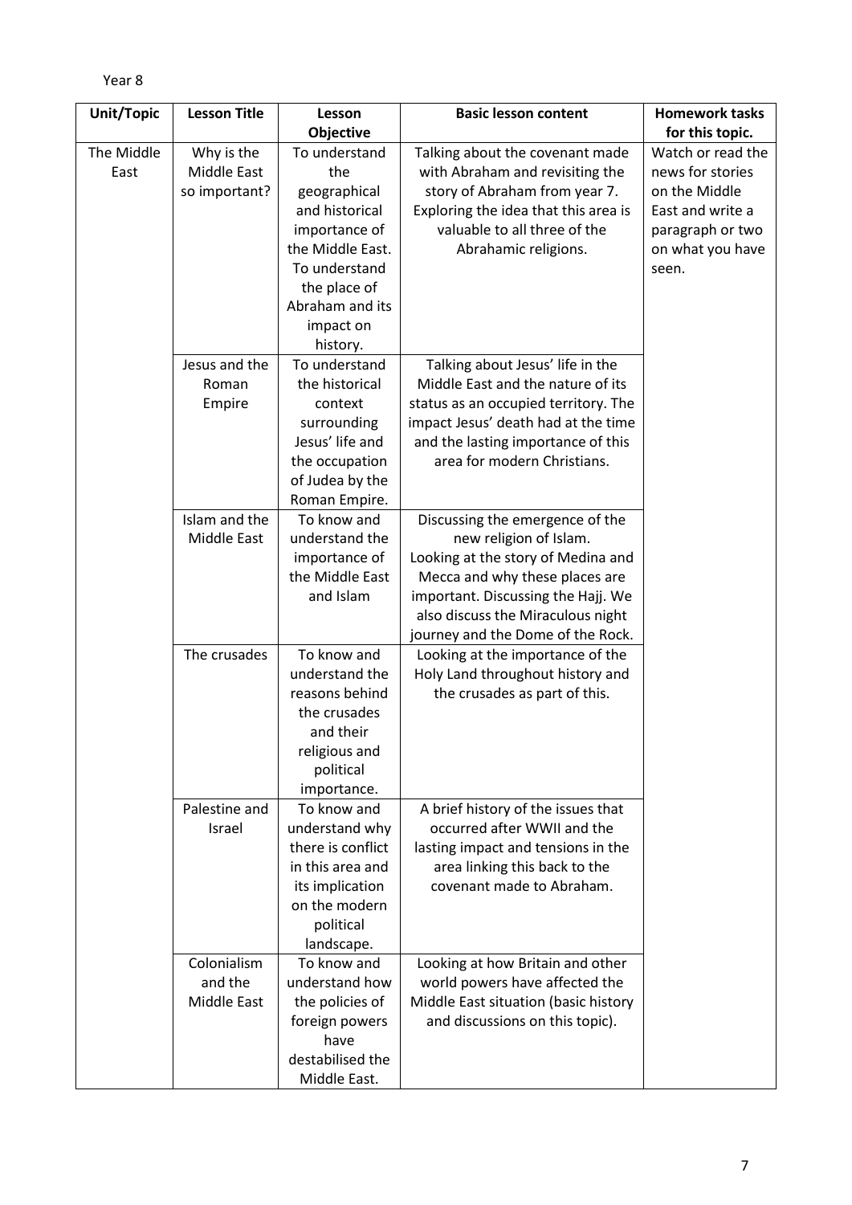Year 8

| Unit/Topic | Lesson Title | Lesson Objective | Basic lesson content | Homework tasks for this topic. |
|---|---|---|---|---|
| The Middle East | Why is the Middle East so important? | To understand the geographical and historical importance of the Middle East. To understand the place of Abraham and its impact on history. | Talking about the covenant made with Abraham and revisiting the story of Abraham from year 7. Exploring the idea that this area is valuable to all three of the Abrahamic religions. | Watch or read the news for stories on the Middle East and write a paragraph or two on what you have seen. |
| | Jesus and the Roman Empire | To understand the historical context surrounding Jesus' life and the occupation of Judea by the Roman Empire. | Talking about Jesus' life in the Middle East and the nature of its status as an occupied territory. The impact Jesus' death had at the time and the lasting importance of this area for modern Christians. | |
| | Islam and the Middle East | To know and understand the importance of the Middle East and Islam | Discussing the emergence of the new religion of Islam. Looking at the story of Medina and Mecca and why these places are important. Discussing the Hajj. We also discuss the Miraculous night journey and the Dome of the Rock. | |
| | The crusades | To know and understand the reasons behind the crusades and their religious and political importance. | Looking at the importance of the Holy Land throughout history and the crusades as part of this. | |
| | Palestine and Israel | To know and understand why there is conflict in this area and its implication on the modern political landscape. | A brief history of the issues that occurred after WWII and the lasting impact and tensions in the area linking this back to the covenant made to Abraham. | |
| | Colonialism and the Middle East | To know and understand how the policies of foreign powers have destabilised the Middle East. | Looking at how Britain and other world powers have affected the Middle East situation (basic history and discussions on this topic). | |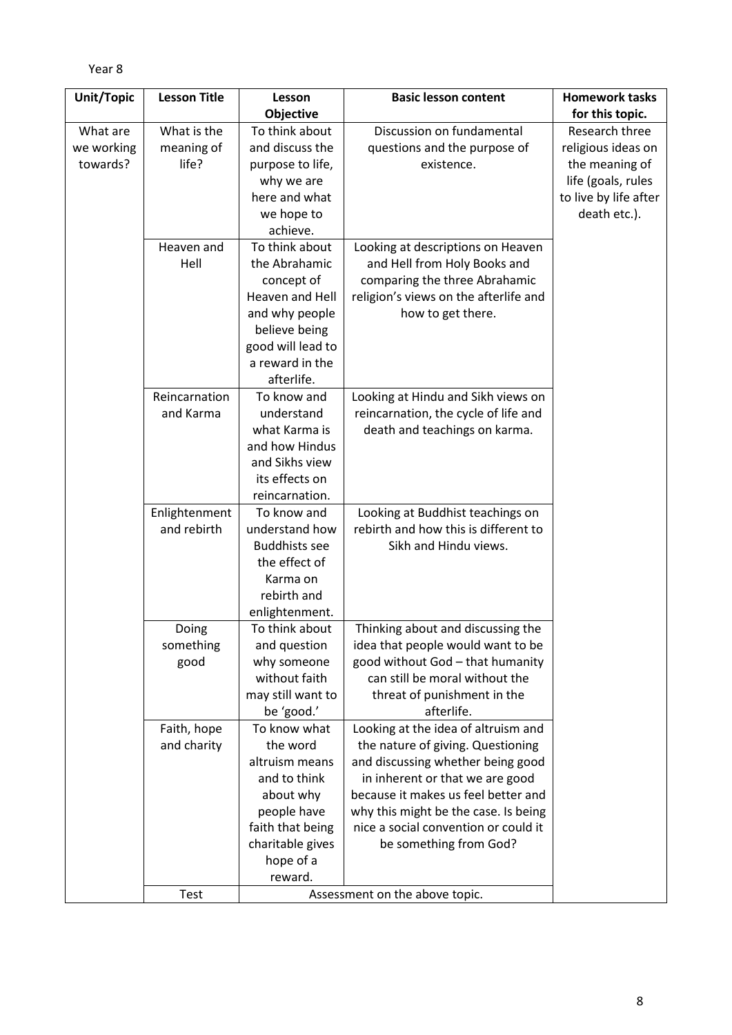Year 8

| Unit/Topic | Lesson Title | Lesson Objective | Basic lesson content | Homework tasks for this topic. |
|---|---|---|---|---|
| What are we working towards? | What is the meaning of life? | To think about and discuss the purpose to life, why we are here and what we hope to achieve. | Discussion on fundamental questions and the purpose of existence. | Research three religious ideas on the meaning of life (goals, rules to live by life after death etc.). |
| | Heaven and Hell | To think about the Abrahamic concept of Heaven and Hell and why people believe being good will lead to a reward in the afterlife. | Looking at descriptions on Heaven and Hell from Holy Books and comparing the three Abrahamic religion's views on the afterlife and how to get there. | |
| | Reincarnation and Karma | To know and understand what Karma is and how Hindus and Sikhs view its effects on reincarnation. | Looking at Hindu and Sikh views on reincarnation, the cycle of life and death and teachings on karma. | |
| | Enlightenment and rebirth | To know and understand how Buddhists see the effect of Karma on rebirth and enlightenment. | Looking at Buddhist teachings on rebirth and how this is different to Sikh and Hindu views. | |
| | Doing something good | To think about and question why someone without faith may still want to be 'good.' | Thinking about and discussing the idea that people would want to be good without God – that humanity can still be moral without the threat of punishment in the afterlife. | |
| | Faith, hope and charity | To know what the word altruism means and to think about why people have faith that being charitable gives hope of a reward. | Looking at the idea of altruism and the nature of giving. Questioning and discussing whether being good in inherent or that we are good because it makes us feel better and why this might be the case. Is being nice a social convention or could it be something from God? | |
| | Test | Assessment on the above topic. | | |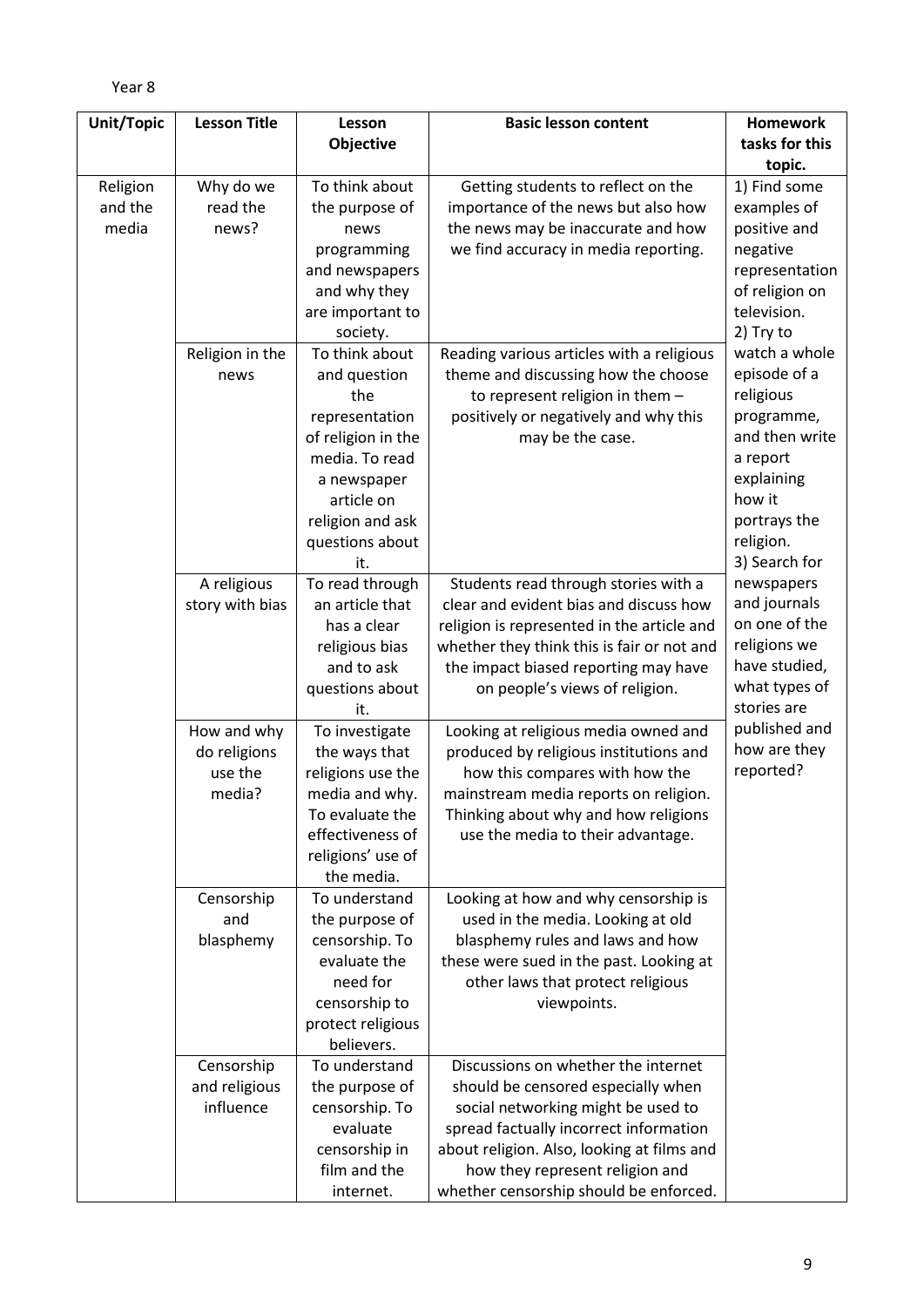Year 8

| Unit/Topic | Lesson Title | Lesson Objective | Basic lesson content | Homework tasks for this topic. |
|---|---|---|---|---|
| Religion and the media | Why do we read the news? | To think about the purpose of news programming and newspapers and why they are important to society. | Getting students to reflect on the importance of the news but also how the news may be inaccurate and how we find accuracy in media reporting. | 1) Find some examples of positive and negative representation of religion on television.<br>2) Try to watch a whole episode of a religious programme, and then write a report explaining how it portrays the religion.<br>3) Search for newspapers and journals on one of the religions we have studied, what types of stories are published and how are they reported? |
| | Religion in the news | To think about and question the representation of religion in the media. To read a newspaper article on religion and ask questions about it. | Reading various articles with a religious theme and discussing how the choose to represent religion in them – positively or negatively and why this may be the case. | |
| | A religious story with bias | To read through an article that has a clear religious bias and to ask questions about it. | Students read through stories with a clear and evident bias and discuss how religion is represented in the article and whether they think this is fair or not and the impact biased reporting may have on people's views of religion. | |
| | How and why do religions use the media? | To investigate the ways that religions use the media and why. To evaluate the effectiveness of religions' use of the media. | Looking at religious media owned and produced by religious institutions and how this compares with how the mainstream media reports on religion. Thinking about why and how religions use the media to their advantage. | |
| | Censorship and blasphemy | To understand the purpose of censorship. To evaluate the need for censorship to protect religious believers. | Looking at how and why censorship is used in the media. Looking at old blasphemy rules and laws and how these were sued in the past. Looking at other laws that protect religious viewpoints. | |
| | Censorship and religious influence | To understand the purpose of censorship. To evaluate censorship in film and the internet. | Discussions on whether the internet should be censored especially when social networking might be used to spread factually incorrect information about religion. Also, looking at films and how they represent religion and whether censorship should be enforced. | |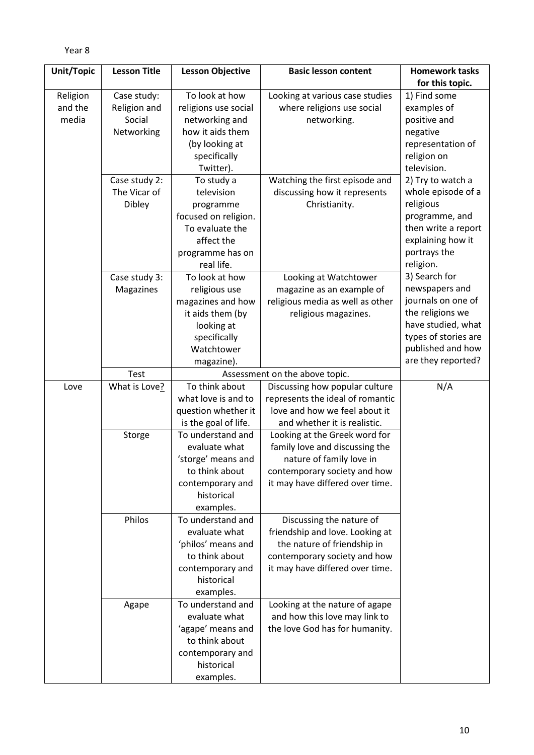Year 8

| Unit/Topic | Lesson Title | Lesson Objective | Basic lesson content | Homework tasks for this topic. |
|---|---|---|---|---|
| Religion and the media | Case study: Religion and Social Networking | To look at how religions use social networking and how it aids them (by looking at specifically Twitter). | Looking at various case studies where religions use social networking. | 1) Find some examples of positive and negative representation of religion on television. 2) Try to watch a whole episode of a religious programme, and then write a report explaining how it portrays the religion. 3) Search for newspapers and journals on one of the religions we have studied, what types of stories are published and how are they reported? |
| | Case study 2: The Vicar of Dibley | To study a television programme focused on religion. To evaluate the affect the programme has on real life. | Watching the first episode and discussing how it represents Christianity. | |
| | Case study 3: Magazines | To look at how religious use magazines and how it aids them (by looking at specifically Watchtower magazine). | Looking at Watchtower magazine as an example of religious media as well as other religious magazines. | |
| | Test | Assessment on the above topic. | | |
| Love | What is Love? | To think about what love is and to question whether it is the goal of life. | Discussing how popular culture represents the ideal of romantic love and how we feel about it and whether it is realistic. | N/A |
| | Storge | To understand and evaluate what 'storge' means and to think about contemporary and historical examples. | Looking at the Greek word for family love and discussing the nature of family love in contemporary society and how it may have differed over time. | |
| | Philos | To understand and evaluate what 'philos' means and to think about contemporary and historical examples. | Discussing the nature of friendship and love. Looking at the nature of friendship in contemporary society and how it may have differed over time. | |
| | Agape | To understand and evaluate what 'agape' means and to think about contemporary and historical examples. | Looking at the nature of agape and how this love may link to the love God has for humanity. | |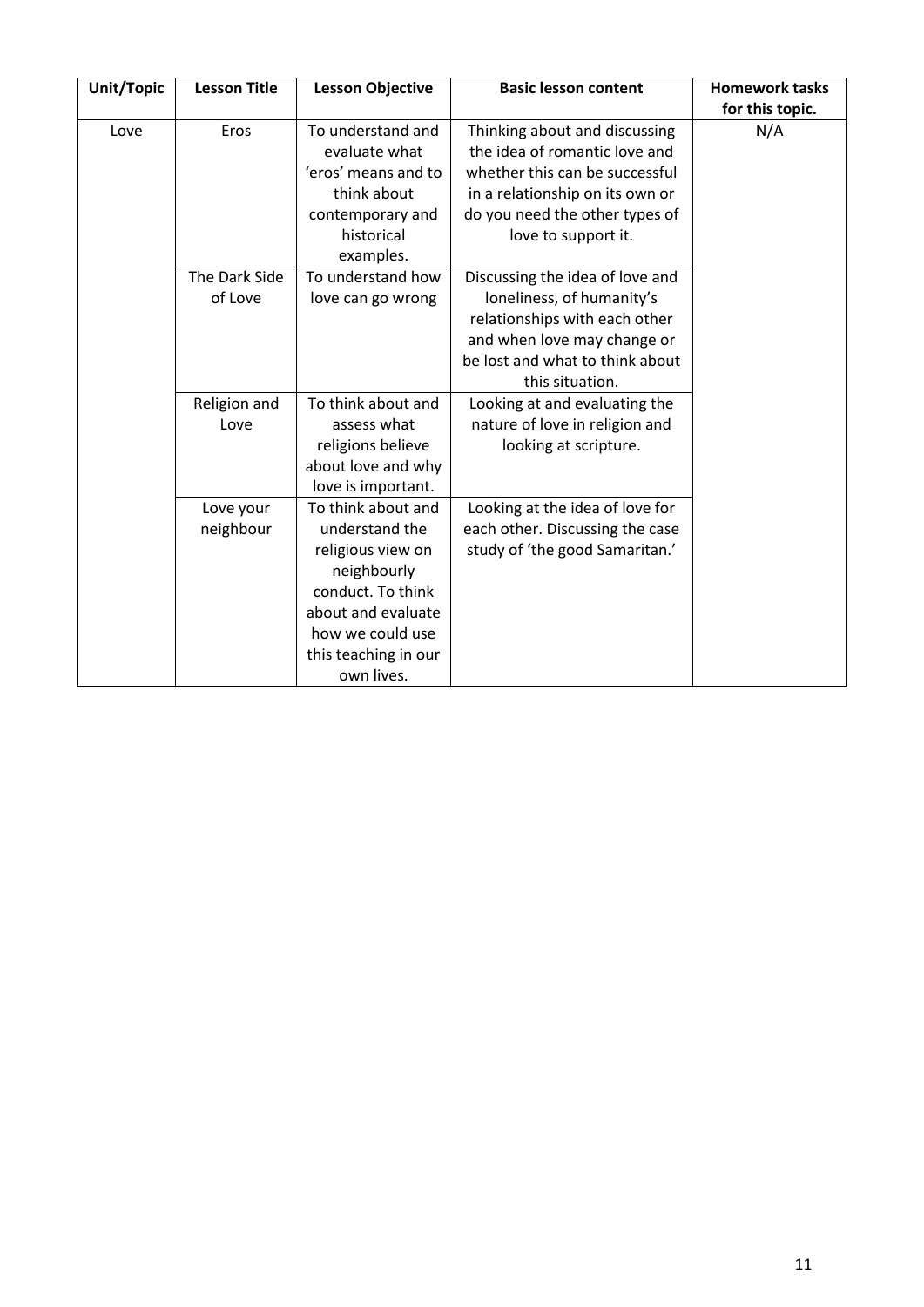| Unit/Topic | Lesson Title | Lesson Objective | Basic lesson content | Homework tasks for this topic. |
|---|---|---|---|---|
| Love | Eros | To understand and evaluate what 'eros' means and to think about contemporary and historical examples. | Thinking about and discussing the idea of romantic love and whether this can be successful in a relationship on its own or do you need the other types of love to support it. | N/A |
| | The Dark Side of Love | To understand how love can go wrong | Discussing the idea of love and loneliness, of humanity's relationships with each other and when love may change or be lost and what to think about this situation. | |
| | Religion and Love | To think about and assess what religions believe about love and why love is important. | Looking at and evaluating the nature of love in religion and looking at scripture. | |
| | Love your neighbour | To think about and understand the religious view on neighbourly conduct. To think about and evaluate how we could use this teaching in our own lives. | Looking at the idea of love for each other. Discussing the case study of 'the good Samaritan.' | |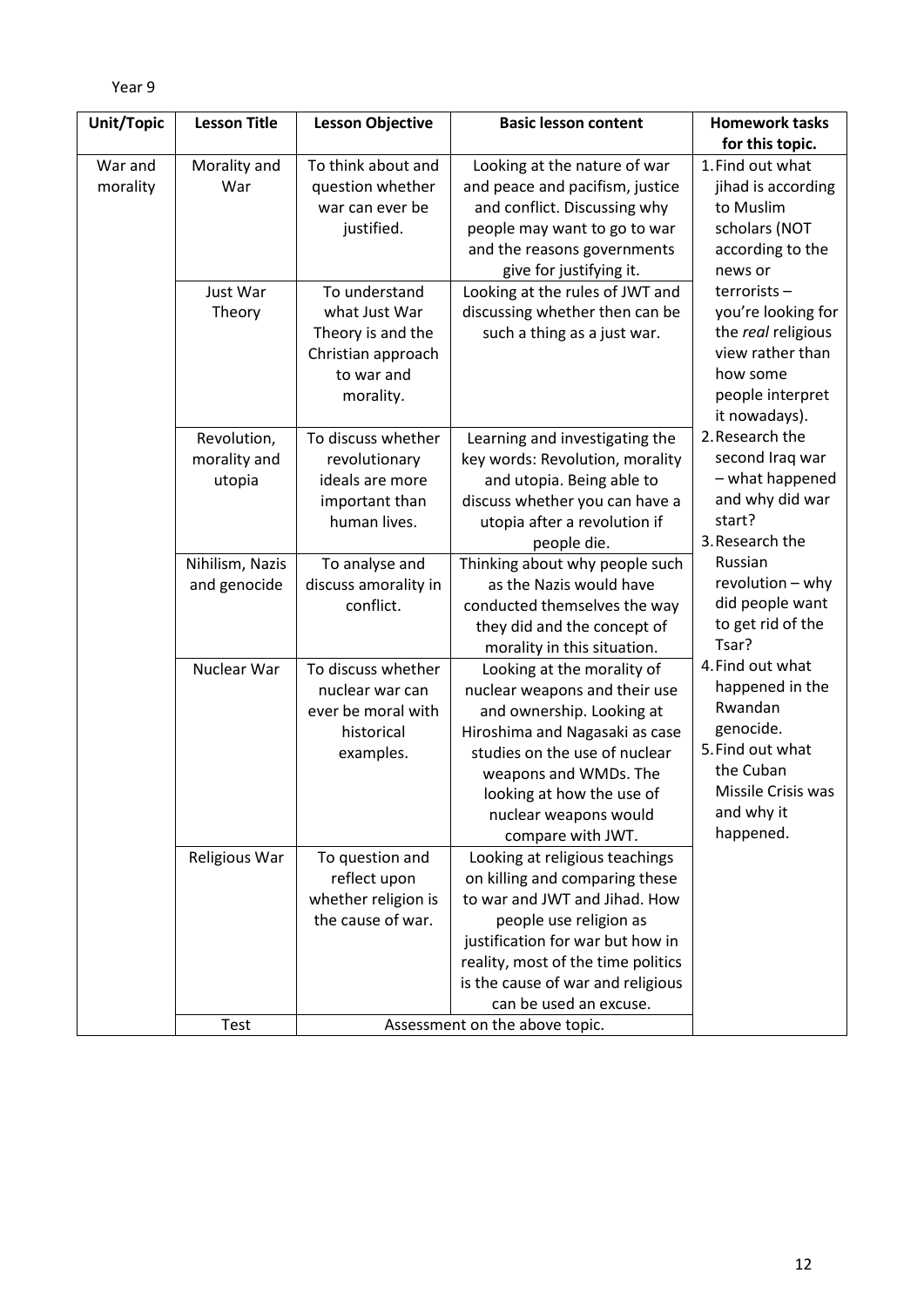Year 9

| Unit/Topic | Lesson Title | Lesson Objective | Basic lesson content | Homework tasks for this topic. |
|---|---|---|---|---|
| War and morality | Morality and War | To think about and question whether war can ever be justified. | Looking at the nature of war and peace and pacifism, justice and conflict. Discussing why people may want to go to war and the reasons governments give for justifying it. | 1. Find out what jihad is according to Muslim scholars (NOT according to the news or terrorists – you're looking for the *real* religious view rather than how some people interpret it nowadays).<br>2. Research the second Iraq war – what happened and why did war start?<br>3. Research the Russian revolution – why did people want to get rid of the Tsar?<br>4. Find out what happened in the Rwandan genocide.<br>5. Find out what the Cuban Missile Crisis was and why it happened. |
| | Just War Theory | To understand what Just War Theory is and the Christian approach to war and morality. | Looking at the rules of JWT and discussing whether then can be such a thing as a just war. | |
| | Revolution, morality and utopia | To discuss whether revolutionary ideals are more important than human lives. | Learning and investigating the key words: Revolution, morality and utopia. Being able to discuss whether you can have a utopia after a revolution if people die. | |
| | Nihilism, Nazis and genocide | To analyse and discuss amorality in conflict. | Thinking about why people such as the Nazis would have conducted themselves the way they did and the concept of morality in this situation. | |
| | Nuclear War | To discuss whether nuclear war can ever be moral with historical examples. | Looking at the morality of nuclear weapons and their use and ownership. Looking at Hiroshima and Nagasaki as case studies on the use of nuclear weapons and WMDs. The looking at how the use of nuclear weapons would compare with JWT. | |
| | Religious War | To question and reflect upon whether religion is the cause of war. | Looking at religious teachings on killing and comparing these to war and JWT and Jihad. How people use religion as justification for war but how in reality, most of the time politics is the cause of war and religious can be used an excuse. | |
| | Test | Assessment on the above topic. | | |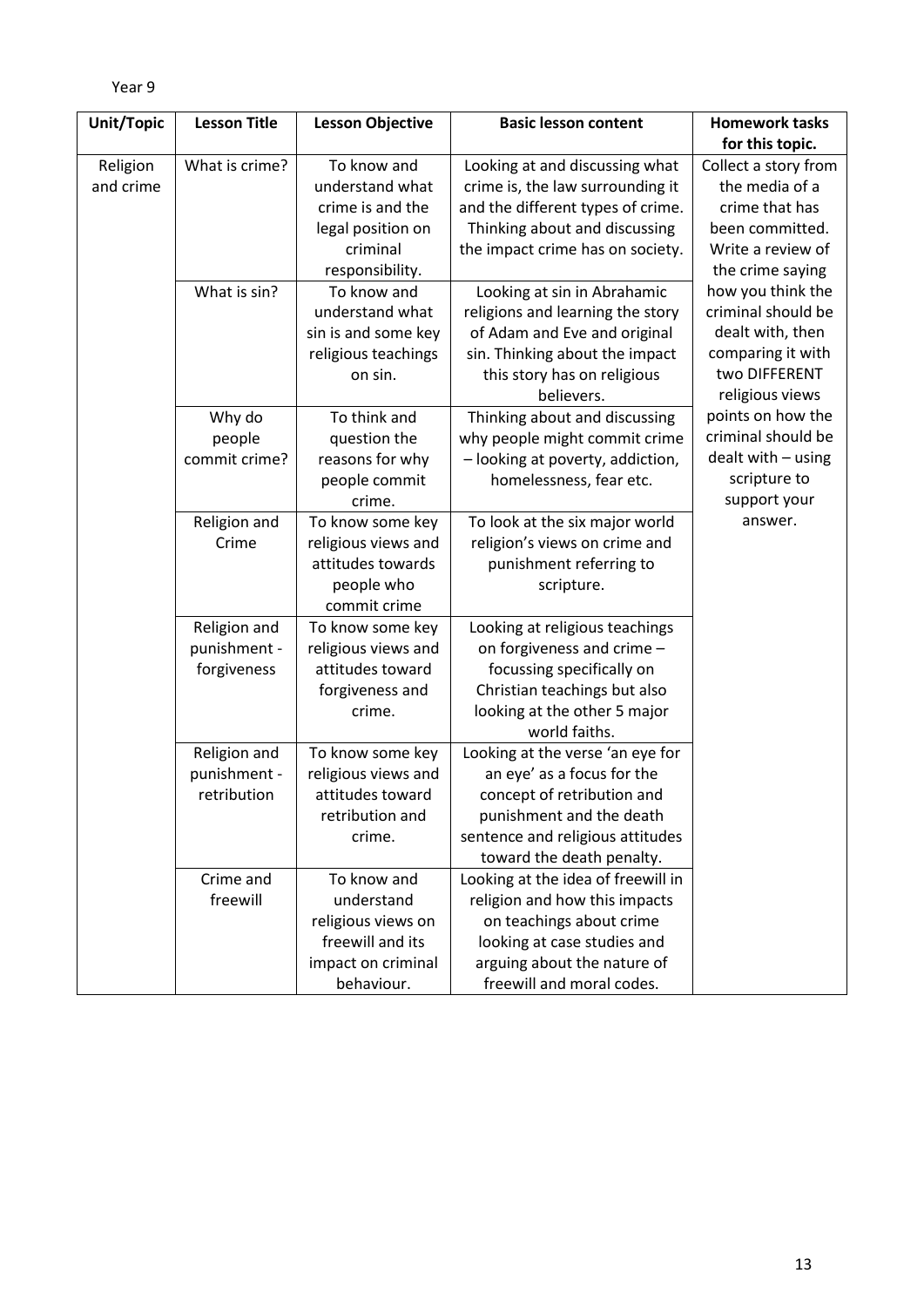Year 9

| Unit/Topic | Lesson Title | Lesson Objective | Basic lesson content | Homework tasks for this topic. |
|---|---|---|---|---|
| Religion and crime | What is crime? | To know and understand what crime is and the legal position on criminal responsibility. | Looking at and discussing what crime is, the law surrounding it and the different types of crime. Thinking about and discussing the impact crime has on society. | Collect a story from the media of a crime that has been committed. Write a review of the crime saying how you think the criminal should be dealt with, then comparing it with two DIFFERENT religious views points on how the criminal should be dealt with – using scripture to support your answer. |
| | What is sin? | To know and understand what sin is and some key religious teachings on sin. | Looking at sin in Abrahamic religions and learning the story of Adam and Eve and original sin. Thinking about the impact this story has on religious believers. | |
| | Why do people commit crime? | To think and question the reasons for why people commit crime. | Thinking about and discussing why people might commit crime – looking at poverty, addiction, homelessness, fear etc. | |
| | Religion and Crime | To know some key religious views and attitudes towards people who commit crime | To look at the six major world religion's views on crime and punishment referring to scripture. | |
| | Religion and punishment - forgiveness | To know some key religious views and attitudes toward forgiveness and crime. | Looking at religious teachings on forgiveness and crime – focussing specifically on Christian teachings but also looking at the other 5 major world faiths. | |
| | Religion and punishment - retribution | To know some key religious views and attitudes toward retribution and crime. | Looking at the verse 'an eye for an eye' as a focus for the concept of retribution and punishment and the death sentence and religious attitudes toward the death penalty. | |
| | Crime and freewill | To know and understand religious views on freewill and its impact on criminal behaviour. | Looking at the idea of freewill in religion and how this impacts on teachings about crime looking at case studies and arguing about the nature of freewill and moral codes. | |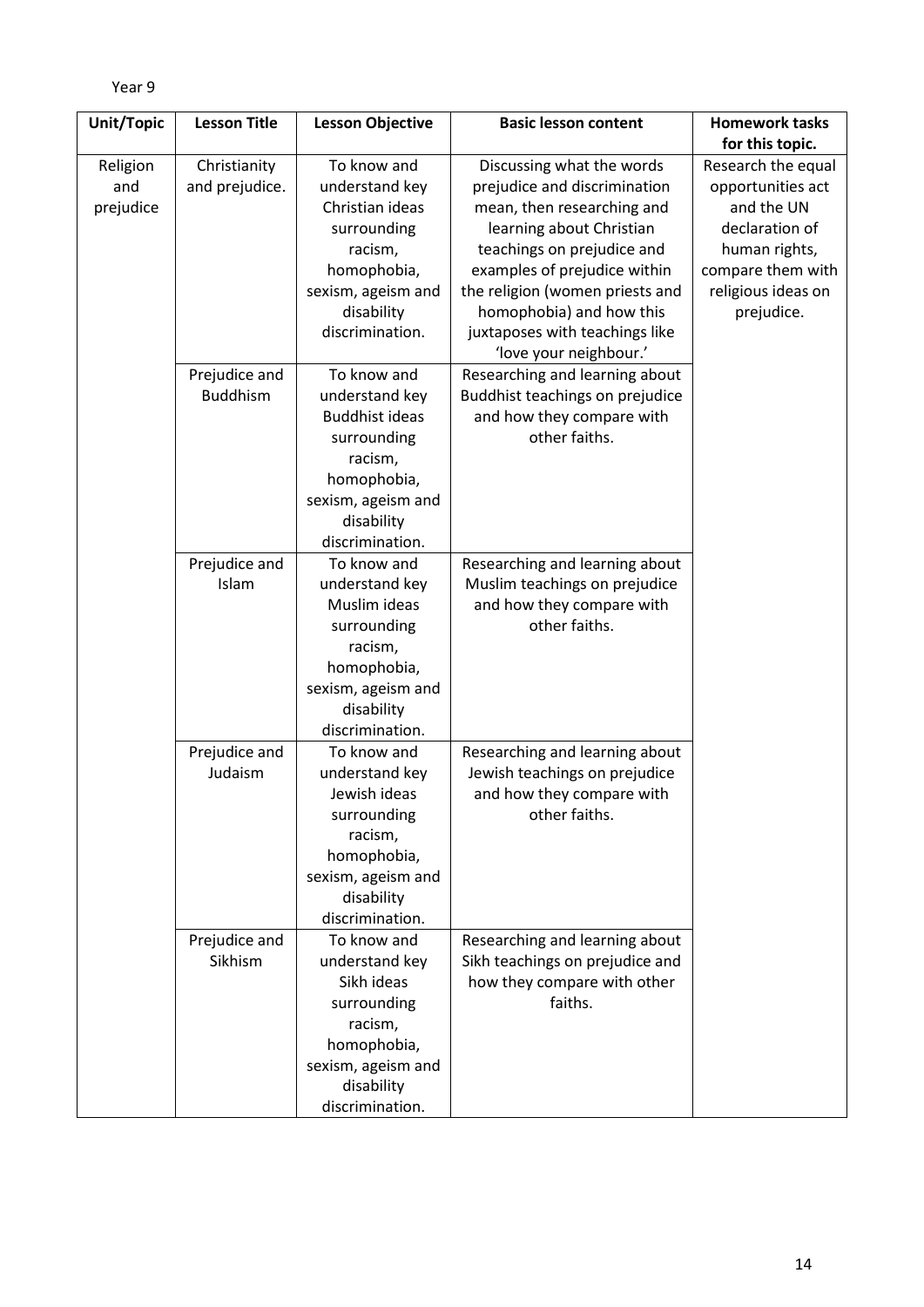Year 9

| Unit/Topic | Lesson Title | Lesson Objective | Basic lesson content | Homework tasks for this topic. |
|---|---|---|---|---|
| Religion and prejudice | Christianity and prejudice. | To know and understand key Christian ideas surrounding racism, homophobia, sexism, ageism and disability discrimination. | Discussing what the words prejudice and discrimination mean, then researching and learning about Christian teachings on prejudice and examples of prejudice within the religion (women priests and homophobia) and how this juxtaposes with teachings like 'love your neighbour.' | Research the equal opportunities act and the UN declaration of human rights, compare them with religious ideas on prejudice. |
| | Prejudice and Buddhism | To know and understand key Buddhist ideas surrounding racism, homophobia, sexism, ageism and disability discrimination. | Researching and learning about Buddhist teachings on prejudice and how they compare with other faiths. | |
| | Prejudice and Islam | To know and understand key Muslim ideas surrounding racism, homophobia, sexism, ageism and disability discrimination. | Researching and learning about Muslim teachings on prejudice and how they compare with other faiths. | |
| | Prejudice and Judaism | To know and understand key Jewish ideas surrounding racism, homophobia, sexism, ageism and disability discrimination. | Researching and learning about Jewish teachings on prejudice and how they compare with other faiths. | |
| | Prejudice and Sikhism | To know and understand key Sikh ideas surrounding racism, homophobia, sexism, ageism and disability discrimination. | Researching and learning about Sikh teachings on prejudice and how they compare with other faiths. | |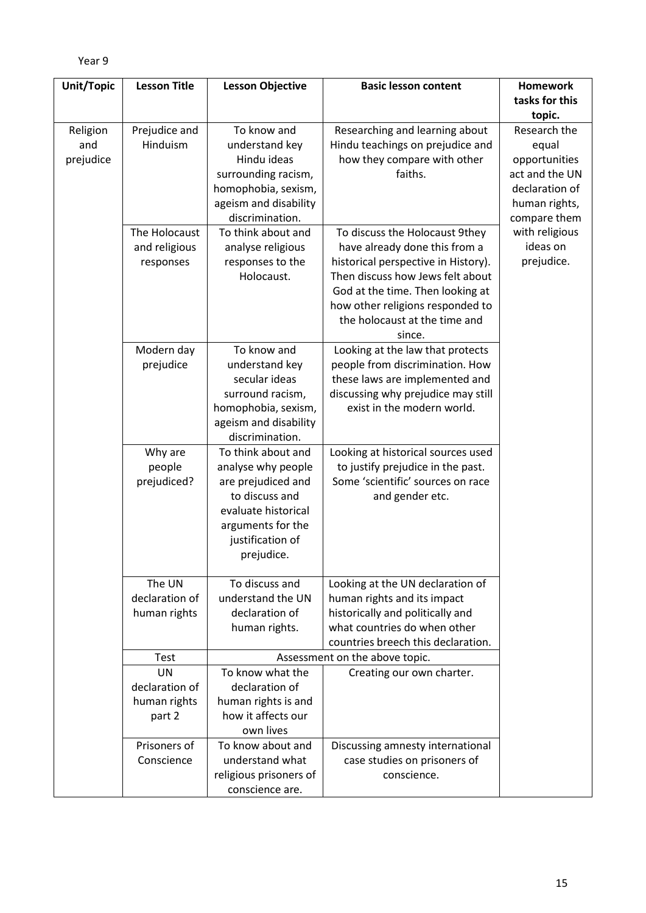Year 9

| Unit/Topic | Lesson Title | Lesson Objective | Basic lesson content | Homework tasks for this topic. |
|---|---|---|---|---|
| Religion and prejudice | Prejudice and Hinduism | To know and understand key Hindu ideas surrounding racism, homophobia, sexism, ageism and disability discrimination. | Researching and learning about Hindu teachings on prejudice and how they compare with other faiths. | Research the equal opportunities act and the UN declaration of human rights, compare them with religious ideas on prejudice. |
| | The Holocaust and religious responses | To think about and analyse religious responses to the Holocaust. | To discuss the Holocaust 9they have already done this from a historical perspective in History). Then discuss how Jews felt about God at the time. Then looking at how other religions responded to the holocaust at the time and since. | |
| | Modern day prejudice | To know and understand key secular ideas surround racism, homophobia, sexism, ageism and disability discrimination. | Looking at the law that protects people from discrimination. How these laws are implemented and discussing why prejudice may still exist in the modern world. | |
| | Why are people prejudiced? | To think about and analyse why people are prejudiced and to discuss and evaluate historical arguments for the justification of prejudice. | Looking at historical sources used to justify prejudice in the past. Some 'scientific' sources on race and gender etc. | |
| | The UN declaration of human rights | To discuss and understand the UN declaration of human rights. | Looking at the UN declaration of human rights and its impact historically and politically and what countries do when other countries breech this declaration. | |
| | Test | Assessment on the above topic. | | |
| | UN declaration of human rights part 2 | To know what the declaration of human rights is and how it affects our own lives | Creating our own charter. | |
| | Prisoners of Conscience | To know about and understand what religious prisoners of conscience are. | Discussing amnesty international case studies on prisoners of conscience. | |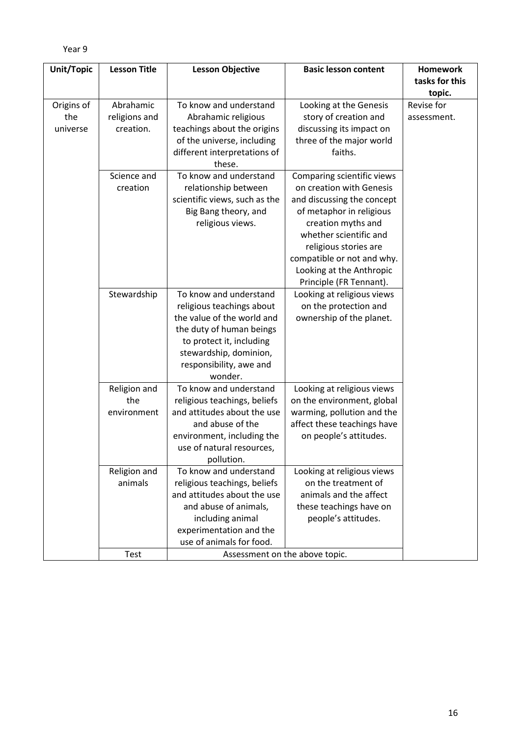Year 9

| Unit/Topic | Lesson Title | Lesson Objective | Basic lesson content | Homework tasks for this topic. |
|---|---|---|---|---|
| Origins of the universe | Abrahamic religions and creation. | To know and understand Abrahamic religious teachings about the origins of the universe, including different interpretations of these. | Looking at the Genesis story of creation and discussing its impact on three of the major world faiths. | Revise for assessment. |
| | Science and creation | To know and understand relationship between scientific views, such as the Big Bang theory, and religious views. | Comparing scientific views on creation with Genesis and discussing the concept of metaphor in religious creation myths and whether scientific and religious stories are compatible or not and why. Looking at the Anthropic Principle (FR Tennant). | |
| | Stewardship | To know and understand religious teachings about the value of the world and the duty of human beings to protect it, including stewardship, dominion, responsibility, awe and wonder. | Looking at religious views on the protection and ownership of the planet. | |
| | Religion and the environment | To know and understand religious teachings, beliefs and attitudes about the use and abuse of the environment, including the use of natural resources, pollution. | Looking at religious views on the environment, global warming, pollution and the affect these teachings have on people's attitudes. | |
| | Religion and animals | To know and understand religious teachings, beliefs and attitudes about the use and abuse of animals, including animal experimentation and the use of animals for food. | Looking at religious views on the treatment of animals and the affect these teachings have on people's attitudes. | |
| | Test | Assessment on the above topic. | | |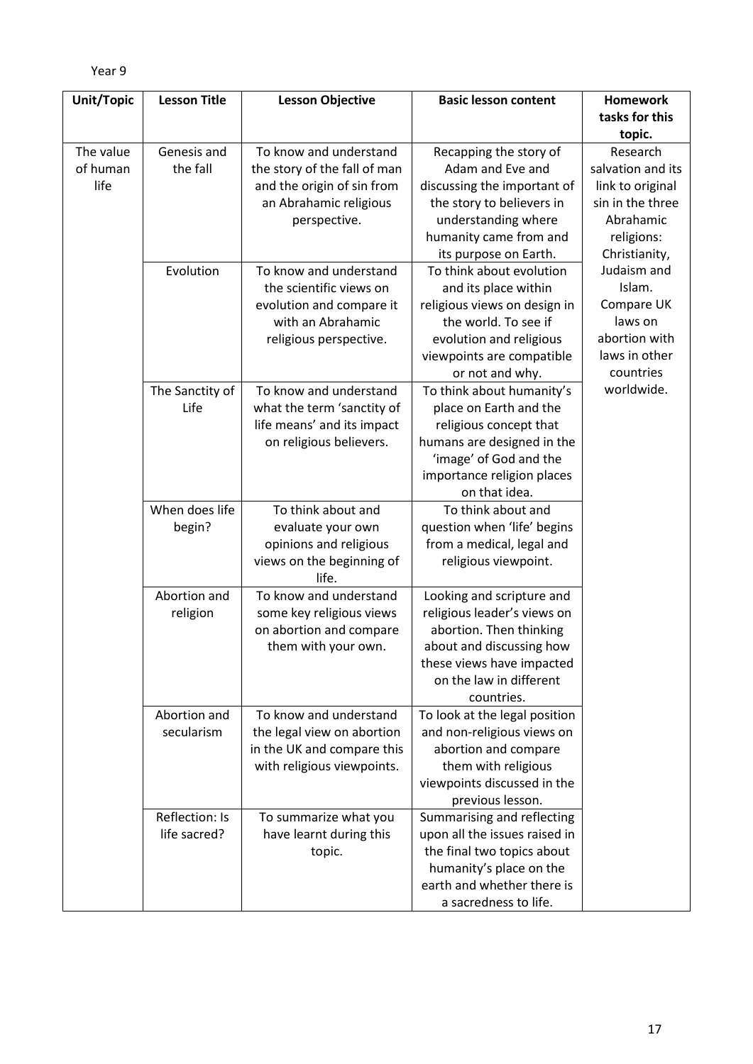Year 9

| Unit/Topic | Lesson Title | Lesson Objective | Basic lesson content | Homework tasks for this topic. |
|---|---|---|---|---|
| The value of human life | Genesis and the fall | To know and understand the story of the fall of man and the origin of sin from an Abrahamic religious perspective. | Recapping the story of Adam and Eve and discussing the important of the story to believers in understanding where humanity came from and its purpose on Earth. | Research salvation and its link to original sin in the three Abrahamic religions: Christianity, Judaism and Islam. Compare UK laws on abortion with laws in other countries worldwide. |
| | Evolution | To know and understand the scientific views on evolution and compare it with an Abrahamic religious perspective. | To think about evolution and its place within religious views on design in the world. To see if evolution and religious viewpoints are compatible or not and why. | |
| | The Sanctity of Life | To know and understand what the term 'sanctity of life means' and its impact on religious believers. | To think about humanity's place on Earth and the religious concept that humans are designed in the 'image' of God and the importance religion places on that idea. | |
| | When does life begin? | To think about and evaluate your own opinions and religious views on the beginning of life. | To think about and question when 'life' begins from a medical, legal and religious viewpoint. | |
| | Abortion and religion | To know and understand some key religious views on abortion and compare them with your own. | Looking and scripture and religious leader's views on abortion. Then thinking about and discussing how these views have impacted on the law in different countries. | |
| | Abortion and secularism | To know and understand the legal view on abortion in the UK and compare this with religious viewpoints. | To look at the legal position and non-religious views on abortion and compare them with religious viewpoints discussed in the previous lesson. | |
| | Reflection: Is life sacred? | To summarize what you have learnt during this topic. | Summarising and reflecting upon all the issues raised in the final two topics about humanity's place on the earth and whether there is a sacredness to life. | |